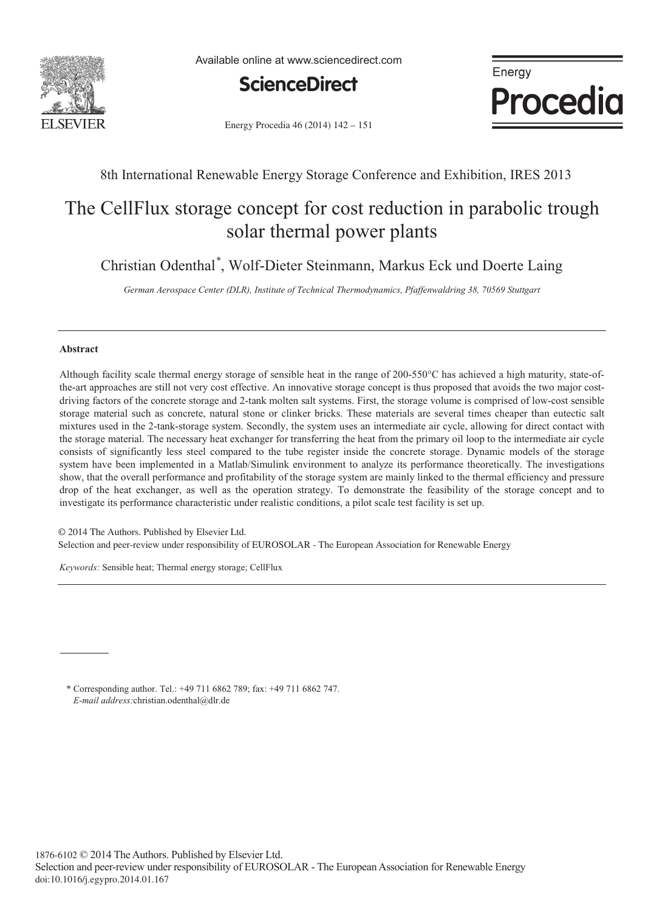8th International Renewable Energy Storage Conference and Exhibition, IRES 2013

# The CellFlux storage concept for cost reduction in parabolic trough solar thermal power plants

Christian Odenthal*, Wolf-Dieter Steinmann, Markus Eck und Doerte Laing

*German Aerospace Center (DLR), Institute of Technical Thermodynamics, Pfaffenwaldring 38, 70569 Stuttgart*

## Abstract

Although facility scale thermal energy storage of sensible heat in the range of 200-550°C has achieved a high maturity, state-of-the-art approaches are still not very cost effective. An innovative storage concept is thus proposed that avoids the two major cost-driving factors of the concrete storage and 2-tank molten salt systems. First, the storage volume is comprised of low-cost sensible storage material such as concrete, natural stone or clinker bricks. These materials are several times cheaper than eutectic salt mixtures used in the 2-tank-storage system. Secondly, the system uses an intermediate air cycle, allowing for direct contact with the storage material. The necessary heat exchanger for transferring the heat from the primary oil loop to the intermediate air cycle consists of significantly less steel compared to the tube register inside the concrete storage. Dynamic models of the storage system have been implemented in a Matlab/Simulink environment to analyze its performance theoretically. The investigations show, that the overall performance and profitability of the storage system are mainly linked to the thermal efficiency and pressure drop of the heat exchanger, as well as the operation strategy. To demonstrate the feasibility of the storage concept and to investigate its performance characteristic under realistic conditions, a pilot scale test facility is set up.

© 2014 The Authors. Published by Elsevier Ltd.
Selection and peer-review under responsibility of EUROSOLAR - The European Association for Renewable Energy

*Keywords:* Sensible heat; Thermal energy storage; CellFlux

---

\* Corresponding author. Tel.: +49 711 6862 789; fax: +49 711 6862 747.
*E-mail address:* christian.odenthal@dlr.de

1876-6102 © 2014 The Authors. Published by Elsevier Ltd.
Selection and peer-review under responsibility of EUROSOLAR - The European Association for Renewable Energy
doi:10.1016/j.egypro.2014.01.167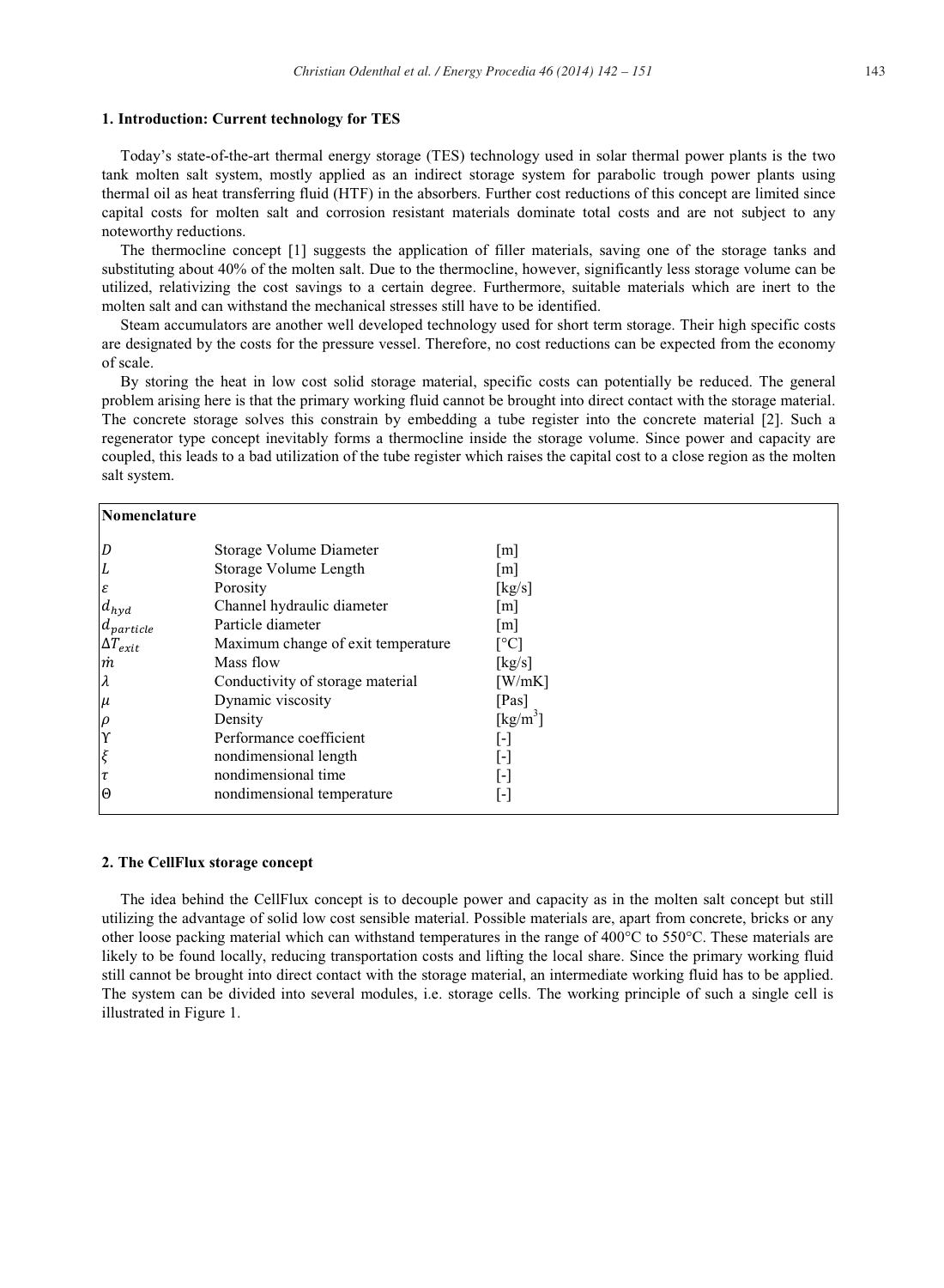## 1. Introduction: Current technology for TES

Today's state-of-the-art thermal energy storage (TES) technology used in solar thermal power plants is the two tank molten salt system, mostly applied as an indirect storage system for parabolic trough power plants using thermal oil as heat transferring fluid (HTF) in the absorbers. Further cost reductions of this concept are limited since capital costs for molten salt and corrosion resistant materials dominate total costs and are not subject to any noteworthy reductions.

The thermocline concept [1] suggests the application of filler materials, saving one of the storage tanks and substituting about 40% of the molten salt. Due to the thermocline, however, significantly less storage volume can be utilized, relativizing the cost savings to a certain degree. Furthermore, suitable materials which are inert to the molten salt and can withstand the mechanical stresses still have to be identified.

Steam accumulators are another well developed technology used for short term storage. Their high specific costs are designated by the costs for the pressure vessel. Therefore, no cost reductions can be expected from the economy of scale.

By storing the heat in low cost solid storage material, specific costs can potentially be reduced. The general problem arising here is that the primary working fluid cannot be brought into direct contact with the storage material. The concrete storage solves this constrain by embedding a tube register into the concrete material [2]. Such a regenerator type concept inevitably forms a thermocline inside the storage volume. Since power and capacity are coupled, this leads to a bad utilization of the tube register which raises the capital cost to a close region as the molten salt system.

| Nomenclature | | |
|---|---|---|
| $D$ | Storage Volume Diameter | [m] |
| $L$ | Storage Volume Length | [m] |
| $\varepsilon$ | Porosity | [kg/s] |
| $d_{hyd}$ | Channel hydraulic diameter | [m] |
| $d_{particle}$ | Particle diameter | [m] |
| $\Delta T_{exit}$ | Maximum change of exit temperature | [°C] |
| $\dot{m}$ | Mass flow | [kg/s] |
| $\lambda$ | Conductivity of storage material | [W/mK] |
| $\mu$ | Dynamic viscosity | [Pas] |
| $\rho$ | Density | [kg/m$^3$] |
| $\Upsilon$ | Performance coefficient | [-] |
| $\xi$ | nondimensional length | [-] |
| $\tau$ | nondimensional time | [-] |
| $\Theta$ | nondimensional temperature | [-] |

## 2. The CellFlux storage concept

The idea behind the CellFlux concept is to decouple power and capacity as in the molten salt concept but still utilizing the advantage of solid low cost sensible material. Possible materials are, apart from concrete, bricks or any other loose packing material which can withstand temperatures in the range of 400°C to 550°C. These materials are likely to be found locally, reducing transportation costs and lifting the local share. Since the primary working fluid still cannot be brought into direct contact with the storage material, an intermediate working fluid has to be applied. The system can be divided into several modules, i.e. storage cells. The working principle of such a single cell is illustrated in Figure 1.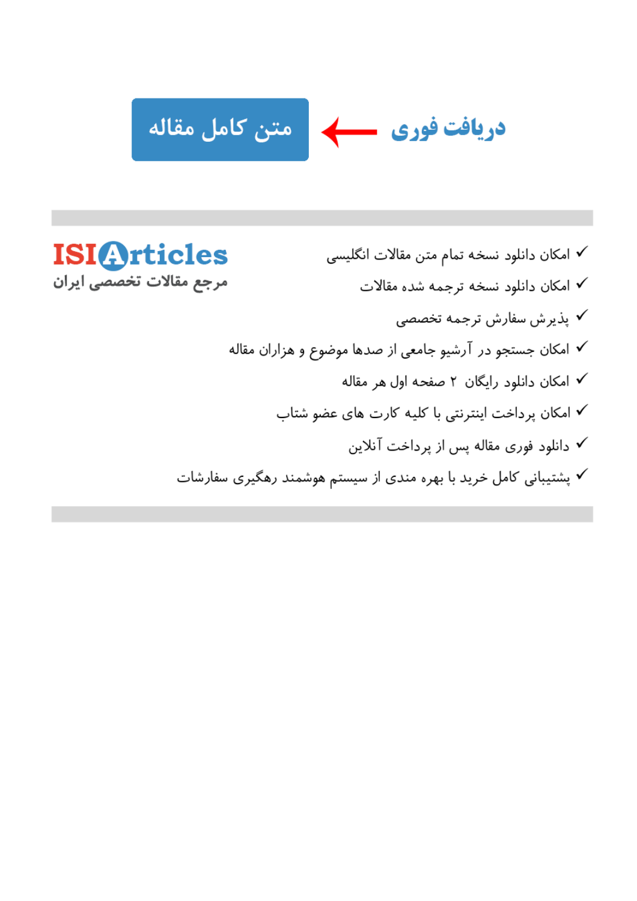دریافت فوری ← متن کامل مقاله

**ISIArticles**
مرجع مقالات تخصصی ایران

- ✓ امکان دانلود نسخه تمام متن مقالات انگلیسی
- ✓ امکان دانلود نسخه ترجمه شده مقالات
- ✓ پذیرش سفارش ترجمه تخصصی
- ✓ امکان جستجو در آرشیو جامعی از صدها موضوع و هزاران مقاله
- ✓ امکان دانلود رایگان ۲ صفحه اول هر مقاله
- ✓ امکان پرداخت اینترنتی با کلیه کارت های عضو شتاب
- ✓ دانلود فوری مقاله پس از پرداخت آنلاین
- ✓ پشتیبانی کامل خرید با بهره مندی از سیستم هوشمند رهگیری سفارشات